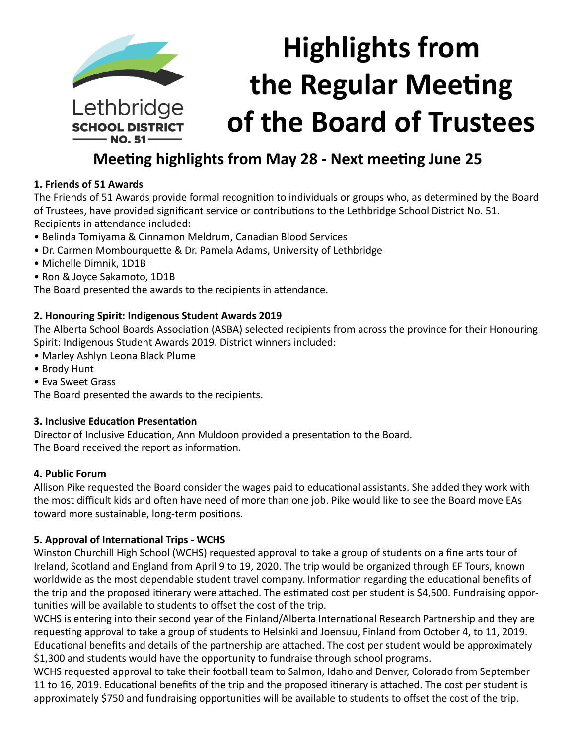Lethbridge SCHOOL DISTRICT NO. 51

# Highlights from the Regular Meeting of the Board of Trustees

## Meeting highlights from May 28 - Next meeting June 25

**1. Friends of 51 Awards**

The Friends of 51 Awards provide formal recognition to individuals or groups who, as determined by the Board of Trustees, have provided significant service or contributions to the Lethbridge School District No. 51. Recipients in attendance included:

- Belinda Tomiyama & Cinnamon Meldrum, Canadian Blood Services
- Dr. Carmen Mombourquette & Dr. Pamela Adams, University of Lethbridge
- Michelle Dimnik, 1D1B
- Ron & Joyce Sakamoto, 1D1B

The Board presented the awards to the recipients in attendance.

**2. Honouring Spirit: Indigenous Student Awards 2019**

The Alberta School Boards Association (ASBA) selected recipients from across the province for their Honouring Spirit: Indigenous Student Awards 2019. District winners included:

- Marley Ashlyn Leona Black Plume
- Brody Hunt
- Eva Sweet Grass

The Board presented the awards to the recipients.

**3. Inclusive Education Presentation**

Director of Inclusive Education, Ann Muldoon provided a presentation to the Board.
The Board received the report as information.

**4. Public Forum**

Allison Pike requested the Board consider the wages paid to educational assistants. She added they work with the most difficult kids and often have need of more than one job. Pike would like to see the Board move EAs toward more sustainable, long-term positions.

**5. Approval of International Trips - WCHS**

Winston Churchill High School (WCHS) requested approval to take a group of students on a fine arts tour of Ireland, Scotland and England from April 9 to 19, 2020. The trip would be organized through EF Tours, known worldwide as the most dependable student travel company. Information regarding the educational benefits of the trip and the proposed itinerary were attached. The estimated cost per student is $4,500. Fundraising opportunities will be available to students to offset the cost of the trip.

WCHS is entering into their second year of the Finland/Alberta International Research Partnership and they are requesting approval to take a group of students to Helsinki and Joensuu, Finland from October 4, to 11, 2019. Educational benefits and details of the partnership are attached. The cost per student would be approximately $1,300 and students would have the opportunity to fundraise through school programs.

WCHS requested approval to take their football team to Salmon, Idaho and Denver, Colorado from September 11 to 16, 2019. Educational benefits of the trip and the proposed itinerary is attached. The cost per student is approximately $750 and fundraising opportunities will be available to students to offset the cost of the trip.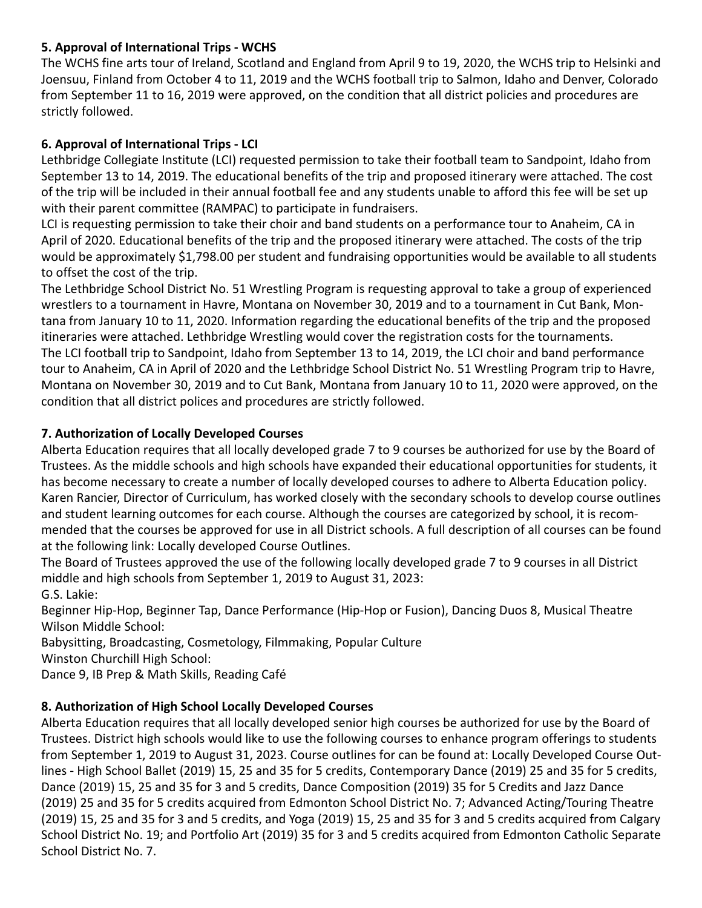### 5. Approval of International Trips - WCHS

The WCHS fine arts tour of Ireland, Scotland and England from April 9 to 19, 2020, the WCHS trip to Helsinki and Joensuu, Finland from October 4 to 11, 2019 and the WCHS football trip to Salmon, Idaho and Denver, Colorado from September 11 to 16, 2019 were approved, on the condition that all district policies and procedures are strictly followed.

### 6. Approval of International Trips - LCI

Lethbridge Collegiate Institute (LCI) requested permission to take their football team to Sandpoint, Idaho from September 13 to 14, 2019. The educational benefits of the trip and proposed itinerary were attached. The cost of the trip will be included in their annual football fee and any students unable to afford this fee will be set up with their parent committee (RAMPAC) to participate in fundraisers.

LCI is requesting permission to take their choir and band students on a performance tour to Anaheim, CA in April of 2020. Educational benefits of the trip and the proposed itinerary were attached. The costs of the trip would be approximately $1,798.00 per student and fundraising opportunities would be available to all students to offset the cost of the trip.

The Lethbridge School District No. 51 Wrestling Program is requesting approval to take a group of experienced wrestlers to a tournament in Havre, Montana on November 30, 2019 and to a tournament in Cut Bank, Montana from January 10 to 11, 2020. Information regarding the educational benefits of the trip and the proposed itineraries were attached. Lethbridge Wrestling would cover the registration costs for the tournaments.

The LCI football trip to Sandpoint, Idaho from September 13 to 14, 2019, the LCI choir and band performance tour to Anaheim, CA in April of 2020 and the Lethbridge School District No. 51 Wrestling Program trip to Havre, Montana on November 30, 2019 and to Cut Bank, Montana from January 10 to 11, 2020 were approved, on the condition that all district polices and procedures are strictly followed.

### 7. Authorization of Locally Developed Courses

Alberta Education requires that all locally developed grade 7 to 9 courses be authorized for use by the Board of Trustees. As the middle schools and high schools have expanded their educational opportunities for students, it has become necessary to create a number of locally developed courses to adhere to Alberta Education policy. Karen Rancier, Director of Curriculum, has worked closely with the secondary schools to develop course outlines and student learning outcomes for each course. Although the courses are categorized by school, it is recommended that the courses be approved for use in all District schools. A full description of all courses can be found at the following link: Locally developed Course Outlines.

The Board of Trustees approved the use of the following locally developed grade 7 to 9 courses in all District middle and high schools from September 1, 2019 to August 31, 2023:

G.S. Lakie:

Beginner Hip-Hop, Beginner Tap, Dance Performance (Hip-Hop or Fusion), Dancing Duos 8, Musical Theatre

Wilson Middle School:

Babysitting, Broadcasting, Cosmetology, Filmmaking, Popular Culture

Winston Churchill High School:

Dance 9, IB Prep & Math Skills, Reading Café

### 8. Authorization of High School Locally Developed Courses

Alberta Education requires that all locally developed senior high courses be authorized for use by the Board of Trustees. District high schools would like to use the following courses to enhance program offerings to students from September 1, 2019 to August 31, 2023. Course outlines for can be found at: Locally Developed Course Outlines - High School Ballet (2019) 15, 25 and 35 for 5 credits, Contemporary Dance (2019) 25 and 35 for 5 credits, Dance (2019) 15, 25 and 35 for 3 and 5 credits, Dance Composition (2019) 35 for 5 Credits and Jazz Dance (2019) 25 and 35 for 5 credits acquired from Edmonton School District No. 7; Advanced Acting/Touring Theatre (2019) 15, 25 and 35 for 3 and 5 credits, and Yoga (2019) 15, 25 and 35 for 3 and 5 credits acquired from Calgary School District No. 19; and Portfolio Art (2019) 35 for 3 and 5 credits acquired from Edmonton Catholic Separate School District No. 7.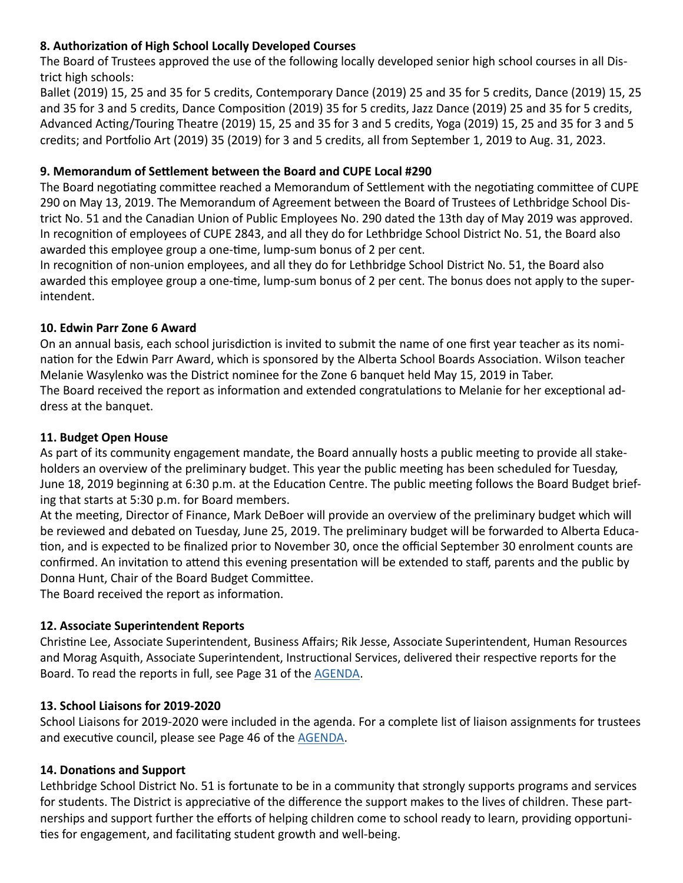**8. Authorization of High School Locally Developed Courses**

The Board of Trustees approved the use of the following locally developed senior high school courses in all District high schools:

Ballet (2019) 15, 25 and 35 for 5 credits, Contemporary Dance (2019) 25 and 35 for 5 credits, Dance (2019) 15, 25 and 35 for 3 and 5 credits, Dance Composition (2019) 35 for 5 credits, Jazz Dance (2019) 25 and 35 for 5 credits, Advanced Acting/Touring Theatre (2019) 15, 25 and 35 for 3 and 5 credits, Yoga (2019) 15, 25 and 35 for 3 and 5 credits; and Portfolio Art (2019) 35 (2019) for 3 and 5 credits, all from September 1, 2019 to Aug. 31, 2023.

**9. Memorandum of Settlement between the Board and CUPE Local #290**

The Board negotiating committee reached a Memorandum of Settlement with the negotiating committee of CUPE 290 on May 13, 2019. The Memorandum of Agreement between the Board of Trustees of Lethbridge School District No. 51 and the Canadian Union of Public Employees No. 290 dated the 13th day of May 2019 was approved. In recognition of employees of CUPE 2843, and all they do for Lethbridge School District No. 51, the Board also awarded this employee group a one-time, lump-sum bonus of 2 per cent.

In recognition of non-union employees, and all they do for Lethbridge School District No. 51, the Board also awarded this employee group a one-time, lump-sum bonus of 2 per cent. The bonus does not apply to the superintendent.

**10. Edwin Parr Zone 6 Award**

On an annual basis, each school jurisdiction is invited to submit the name of one first year teacher as its nomination for the Edwin Parr Award, which is sponsored by the Alberta School Boards Association. Wilson teacher Melanie Wasylenko was the District nominee for the Zone 6 banquet held May 15, 2019 in Taber.

The Board received the report as information and extended congratulations to Melanie for her exceptional address at the banquet.

**11. Budget Open House**

As part of its community engagement mandate, the Board annually hosts a public meeting to provide all stakeholders an overview of the preliminary budget. This year the public meeting has been scheduled for Tuesday, June 18, 2019 beginning at 6:30 p.m. at the Education Centre. The public meeting follows the Board Budget briefing that starts at 5:30 p.m. for Board members.

At the meeting, Director of Finance, Mark DeBoer will provide an overview of the preliminary budget which will be reviewed and debated on Tuesday, June 25, 2019. The preliminary budget will be forwarded to Alberta Education, and is expected to be finalized prior to November 30, once the official September 30 enrolment counts are confirmed. An invitation to attend this evening presentation will be extended to staff, parents and the public by Donna Hunt, Chair of the Board Budget Committee.

The Board received the report as information.

**12. Associate Superintendent Reports**

Christine Lee, Associate Superintendent, Business Affairs; Rik Jesse, Associate Superintendent, Human Resources and Morag Asquith, Associate Superintendent, Instructional Services, delivered their respective reports for the Board. To read the reports in full, see Page 31 of the AGENDA.

**13. School Liaisons for 2019-2020**

School Liaisons for 2019-2020 were included in the agenda. For a complete list of liaison assignments for trustees and executive council, please see Page 46 of the AGENDA.

**14. Donations and Support**

Lethbridge School District No. 51 is fortunate to be in a community that strongly supports programs and services for students. The District is appreciative of the difference the support makes to the lives of children. These partnerships and support further the efforts of helping children come to school ready to learn, providing opportunities for engagement, and facilitating student growth and well-being.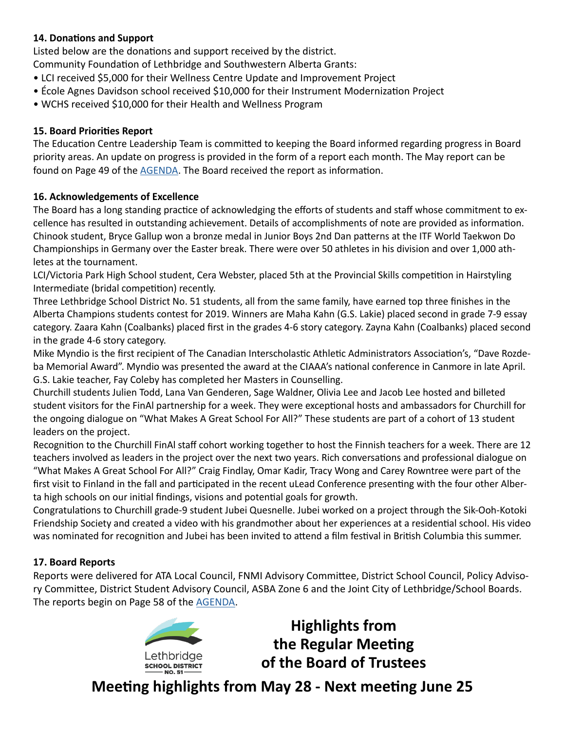**14. Donations and Support**

Listed below are the donations and support received by the district.

Community Foundation of Lethbridge and Southwestern Alberta Grants:

- LCI received $5,000 for their Wellness Centre Update and Improvement Project
- École Agnes Davidson school received $10,000 for their Instrument Modernization Project
- WCHS received $10,000 for their Health and Wellness Program

**15. Board Priorities Report**

The Education Centre Leadership Team is committed to keeping the Board informed regarding progress in Board priority areas. An update on progress is provided in the form of a report each month. The May report can be found on Page 49 of the AGENDA. The Board received the report as information.

**16. Acknowledgements of Excellence**

The Board has a long standing practice of acknowledging the efforts of students and staff whose commitment to excellence has resulted in outstanding achievement. Details of accomplishments of note are provided as information.

Chinook student, Bryce Gallup won a bronze medal in Junior Boys 2nd Dan patterns at the ITF World Taekwon Do Championships in Germany over the Easter break. There were over 50 athletes in his division and over 1,000 athletes at the tournament.

LCI/Victoria Park High School student, Cera Webster, placed 5th at the Provincial Skills competition in Hairstyling Intermediate (bridal competition) recently.

Three Lethbridge School District No. 51 students, all from the same family, have earned top three finishes in the Alberta Champions students contest for 2019. Winners are Maha Kahn (G.S. Lakie) placed second in grade 7-9 essay category. Zaara Kahn (Coalbanks) placed first in the grades 4-6 story category. Zayna Kahn (Coalbanks) placed second in the grade 4-6 story category.

Mike Myndio is the first recipient of The Canadian Interscholastic Athletic Administrators Association's, "Dave Rozdeba Memorial Award". Myndio was presented the award at the CIAAA's national conference in Canmore in late April.

G.S. Lakie teacher, Fay Coleby has completed her Masters in Counselling.

Churchill students Julien Todd, Lana Van Genderen, Sage Waldner, Olivia Lee and Jacob Lee hosted and billeted student visitors for the FinAl partnership for a week. They were exceptional hosts and ambassadors for Churchill for the ongoing dialogue on "What Makes A Great School For All?" These students are part of a cohort of 13 student leaders on the project.

Recognition to the Churchill FinAl staff cohort working together to host the Finnish teachers for a week. There are 12 teachers involved as leaders in the project over the next two years. Rich conversations and professional dialogue on "What Makes A Great School For All?" Craig Findlay, Omar Kadir, Tracy Wong and Carey Rowntree were part of the first visit to Finland in the fall and participated in the recent uLead Conference presenting with the four other Alberta high schools on our initial findings, visions and potential goals for growth.

Congratulations to Churchill grade-9 student Jubei Quesnelle. Jubei worked on a project through the Sik-Ooh-Kotoki Friendship Society and created a video with his grandmother about her experiences at a residential school. His video was nominated for recognition and Jubei has been invited to attend a film festival in British Columbia this summer.

**17. Board Reports**

Reports were delivered for ATA Local Council, FNMI Advisory Committee, District School Council, Policy Advisory Committee, District Student Advisory Council, ASBA Zone 6 and the Joint City of Lethbridge/School Boards. The reports begin on Page 58 of the AGENDA.

Lethbridge SCHOOL DISTRICT NO. 51

## Highlights from the Regular Meeting of the Board of Trustees

## Meeting highlights from May 28 - Next meeting June 25